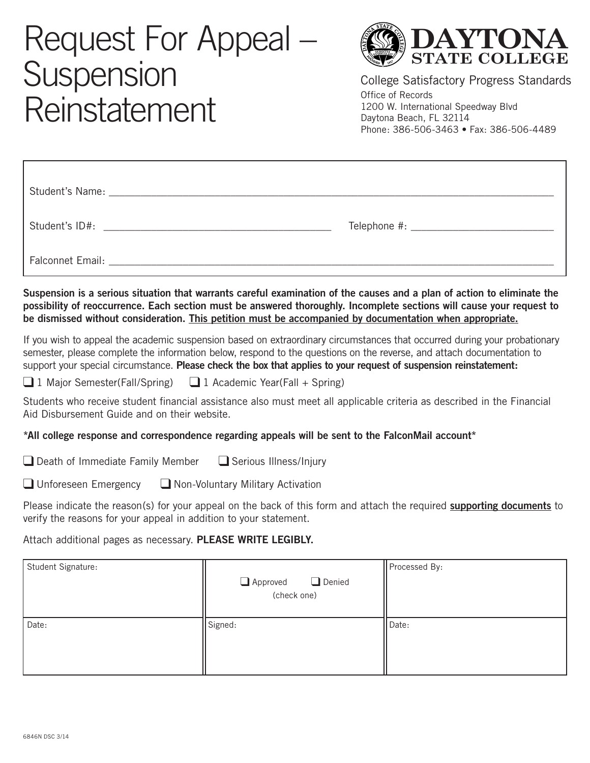# Request For Appeal – Suspension Reinstatement

**DAYTONA STATE COLLEGE**

College Satisfactory Progress Standards

Office of Records
1200 W. International Speedway Blvd
Daytona Beach, FL 32114
Phone: 386-506-3463 • Fax: 386-506-4489

Student's Name: ______________________________________________

Student's ID#: ____________________________ Telephone #: ____________________

Falconnet Email: ______________________________________________

**Suspension is a serious situation that warrants careful examination of the causes and a plan of action to eliminate the possibility of reoccurrence. Each section must be answered thoroughly. Incomplete sections will cause your request to be dismissed without consideration. <u>This petition must be accompanied by documentation when appropriate.</u>**

If you wish to appeal the academic suspension based on extraordinary circumstances that occurred during your probationary semester, please complete the information below, respond to the questions on the reverse, and attach documentation to support your special circumstance. **Please check the box that applies to your request of suspension reinstatement:**

❑ 1 Major Semester(Fall/Spring) ❑ 1 Academic Year(Fall + Spring)

Students who receive student financial assistance also must meet all applicable criteria as described in the Financial Aid Disbursement Guide and on their website.

**\*All college response and correspondence regarding appeals will be sent to the FalconMail account\***

❑ Death of Immediate Family Member ❑ Serious Illness/Injury

❑ Unforeseen Emergency ❑ Non-Voluntary Military Activation

Please indicate the reason(s) for your appeal on the back of this form and attach the required **<u>supporting documents</u>** to verify the reasons for your appeal in addition to your statement.

Attach additional pages as necessary. **PLEASE WRITE LEGIBLY.**

| Student Signature: | ❑ Approved ❑ Denied (check one) | Processed By: |
|---|---|---|
| Date: | Signed: | Date: |

6846N DSC 3/14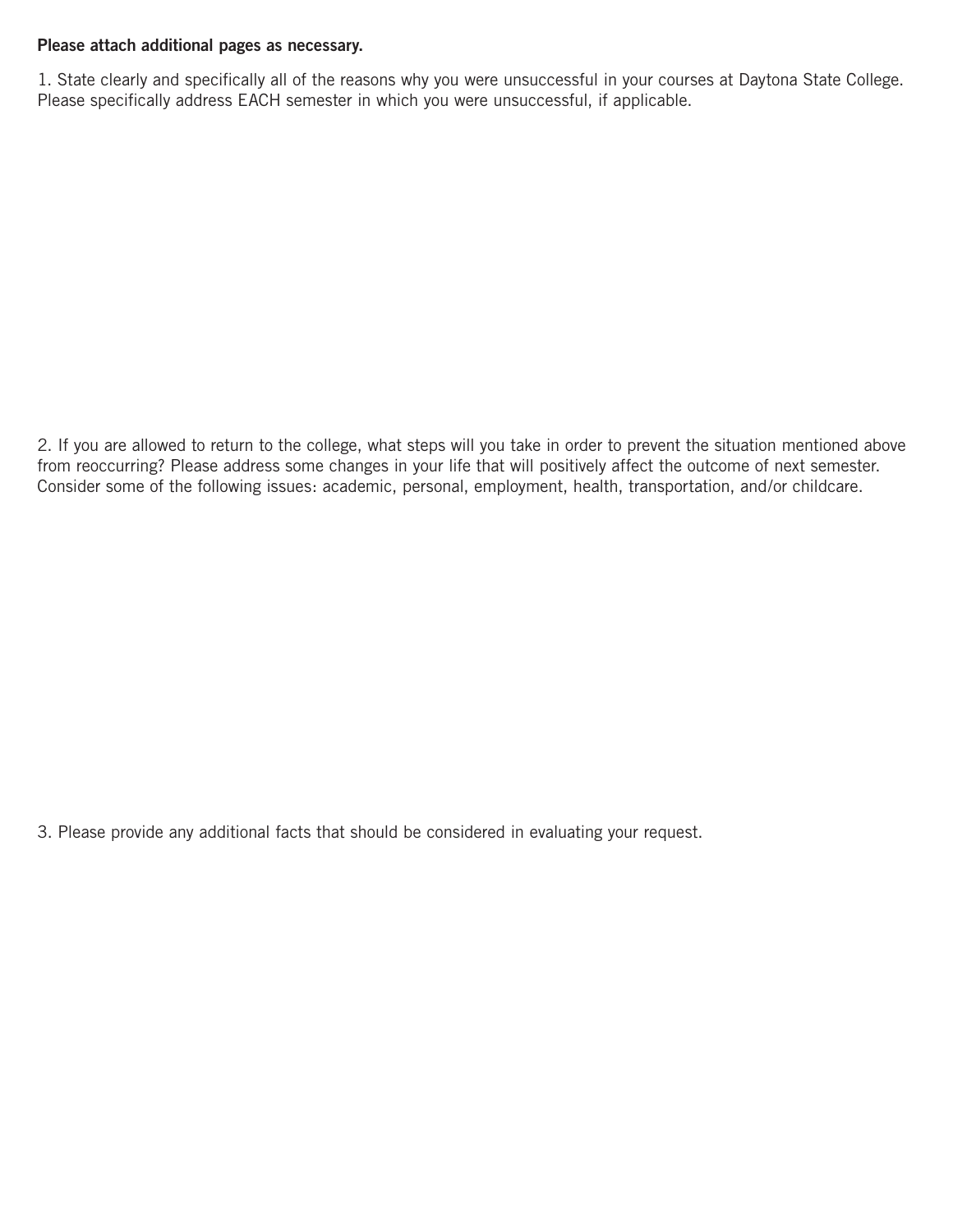**Please attach additional pages as necessary.**

1. State clearly and specifically all of the reasons why you were unsuccessful in your courses at Daytona State College. Please specifically address EACH semester in which you were unsuccessful, if applicable.

2. If you are allowed to return to the college, what steps will you take in order to prevent the situation mentioned above from reoccurring? Please address some changes in your life that will positively affect the outcome of next semester. Consider some of the following issues: academic, personal, employment, health, transportation, and/or childcare.

3. Please provide any additional facts that should be considered in evaluating your request.